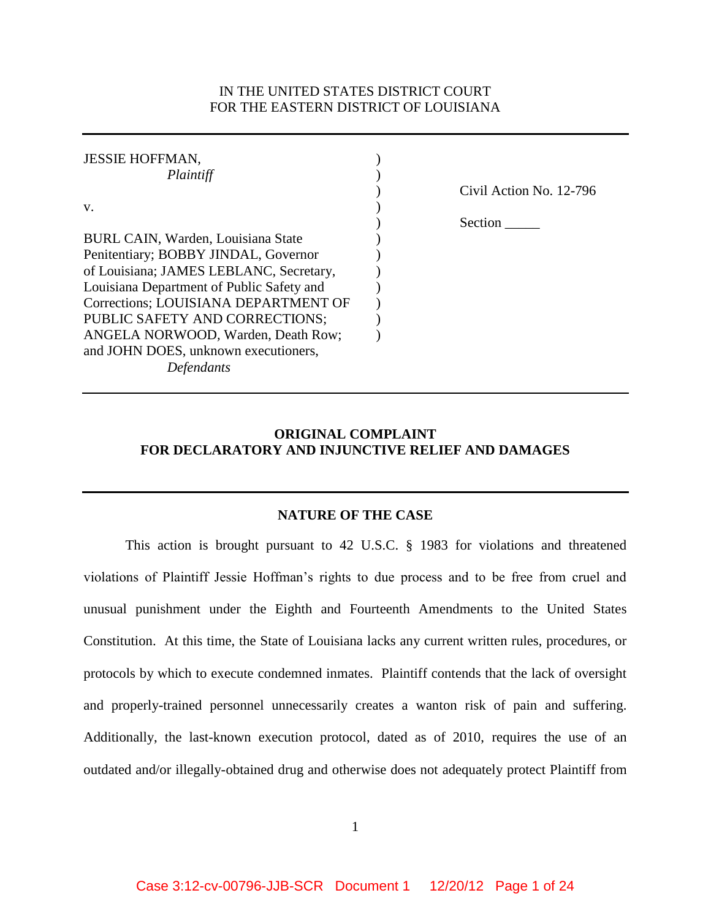IN THE UNITED STATES DISTRICT COURT
FOR THE EASTERN DISTRICT OF LOUISIANA

---

| | | |
|---|---|---|
| JESSIE HOFFMAN, *Plaintiff* | ) | |
| | ) | Civil Action No. 12-796 |
| v. | ) | |
| | ) | Section _____ |
| BURL CAIN, Warden, Louisiana State Penitentiary; BOBBY JINDAL, Governor of Louisiana; JAMES LEBLANC, Secretary, Louisiana Department of Public Safety and Corrections; LOUISIANA DEPARTMENT OF PUBLIC SAFETY AND CORRECTIONS; ANGELA NORWOOD, Warden, Death Row; and JOHN DOES, unknown executioners, *Defendants* | ) | |

---

**ORIGINAL COMPLAINT**
**FOR DECLARATORY AND INJUNCTIVE RELIEF AND DAMAGES**

---

**NATURE OF THE CASE**

This action is brought pursuant to 42 U.S.C. § 1983 for violations and threatened violations of Plaintiff Jessie Hoffman's rights to due process and to be free from cruel and unusual punishment under the Eighth and Fourteenth Amendments to the United States Constitution. At this time, the State of Louisiana lacks any current written rules, procedures, or protocols by which to execute condemned inmates. Plaintiff contends that the lack of oversight and properly-trained personnel unnecessarily creates a wanton risk of pain and suffering. Additionally, the last-known execution protocol, dated as of 2010, requires the use of an outdated and/or illegally-obtained drug and otherwise does not adequately protect Plaintiff from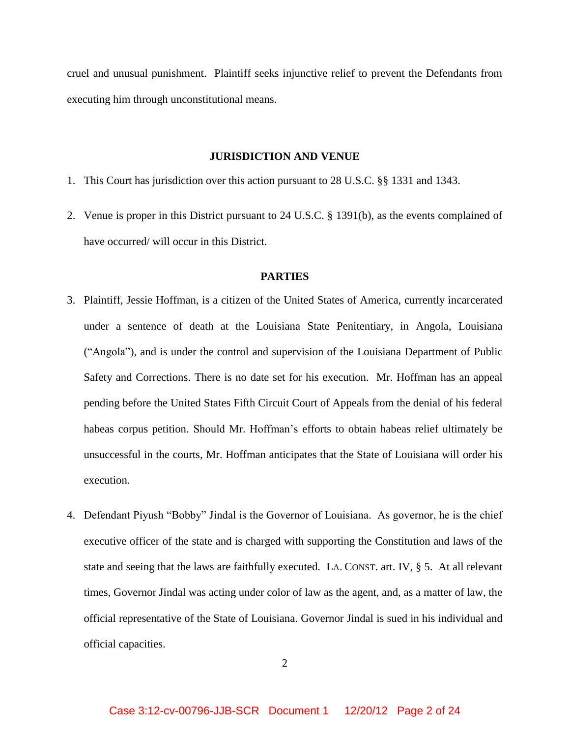cruel and unusual punishment. Plaintiff seeks injunctive relief to prevent the Defendants from executing him through unconstitutional means.

## JURISDICTION AND VENUE

1. This Court has jurisdiction over this action pursuant to 28 U.S.C. §§ 1331 and 1343.

2. Venue is proper in this District pursuant to 24 U.S.C. § 1391(b), as the events complained of have occurred/ will occur in this District.

## PARTIES

3. Plaintiff, Jessie Hoffman, is a citizen of the United States of America, currently incarcerated under a sentence of death at the Louisiana State Penitentiary, in Angola, Louisiana ("Angola"), and is under the control and supervision of the Louisiana Department of Public Safety and Corrections. There is no date set for his execution. Mr. Hoffman has an appeal pending before the United States Fifth Circuit Court of Appeals from the denial of his federal habeas corpus petition. Should Mr. Hoffman's efforts to obtain habeas relief ultimately be unsuccessful in the courts, Mr. Hoffman anticipates that the State of Louisiana will order his execution.

4. Defendant Piyush "Bobby" Jindal is the Governor of Louisiana. As governor, he is the chief executive officer of the state and is charged with supporting the Constitution and laws of the state and seeing that the laws are faithfully executed. LA. CONST. art. IV, § 5. At all relevant times, Governor Jindal was acting under color of law as the agent, and, as a matter of law, the official representative of the State of Louisiana. Governor Jindal is sued in his individual and official capacities.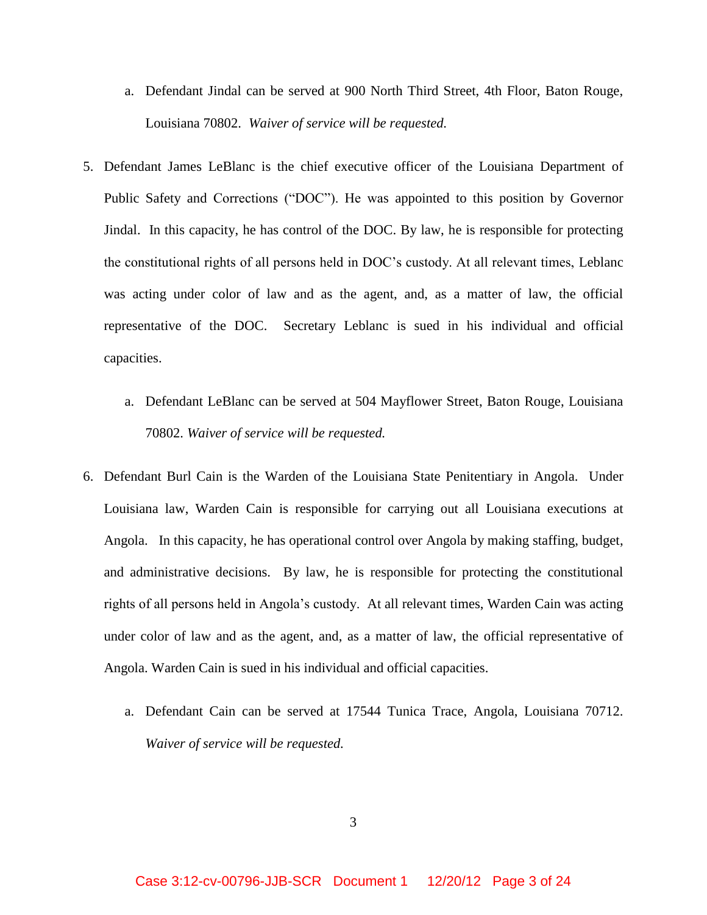a. Defendant Jindal can be served at 900 North Third Street, 4th Floor, Baton Rouge, Louisiana 70802. *Waiver of service will be requested.*

5. Defendant James LeBlanc is the chief executive officer of the Louisiana Department of Public Safety and Corrections ("DOC"). He was appointed to this position by Governor Jindal. In this capacity, he has control of the DOC. By law, he is responsible for protecting the constitutional rights of all persons held in DOC's custody. At all relevant times, Leblanc was acting under color of law and as the agent, and, as a matter of law, the official representative of the DOC. Secretary Leblanc is sued in his individual and official capacities.

   a. Defendant LeBlanc can be served at 504 Mayflower Street, Baton Rouge, Louisiana 70802. *Waiver of service will be requested.*

6. Defendant Burl Cain is the Warden of the Louisiana State Penitentiary in Angola. Under Louisiana law, Warden Cain is responsible for carrying out all Louisiana executions at Angola. In this capacity, he has operational control over Angola by making staffing, budget, and administrative decisions. By law, he is responsible for protecting the constitutional rights of all persons held in Angola's custody. At all relevant times, Warden Cain was acting under color of law and as the agent, and, as a matter of law, the official representative of Angola. Warden Cain is sued in his individual and official capacities.

   a. Defendant Cain can be served at 17544 Tunica Trace, Angola, Louisiana 70712. *Waiver of service will be requested.*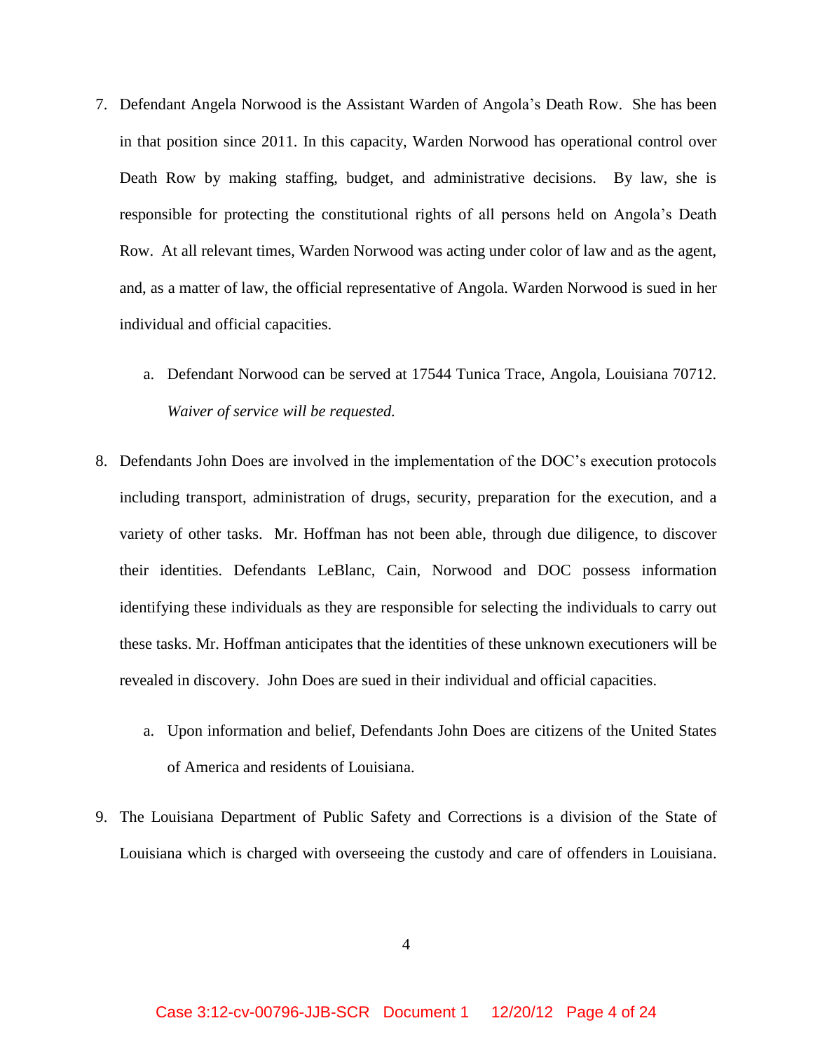7. Defendant Angela Norwood is the Assistant Warden of Angola's Death Row. She has been in that position since 2011. In this capacity, Warden Norwood has operational control over Death Row by making staffing, budget, and administrative decisions. By law, she is responsible for protecting the constitutional rights of all persons held on Angola's Death Row. At all relevant times, Warden Norwood was acting under color of law and as the agent, and, as a matter of law, the official representative of Angola. Warden Norwood is sued in her individual and official capacities.

    a. Defendant Norwood can be served at 17544 Tunica Trace, Angola, Louisiana 70712. *Waiver of service will be requested.*

8. Defendants John Does are involved in the implementation of the DOC's execution protocols including transport, administration of drugs, security, preparation for the execution, and a variety of other tasks. Mr. Hoffman has not been able, through due diligence, to discover their identities. Defendants LeBlanc, Cain, Norwood and DOC possess information identifying these individuals as they are responsible for selecting the individuals to carry out these tasks. Mr. Hoffman anticipates that the identities of these unknown executioners will be revealed in discovery. John Does are sued in their individual and official capacities.

    a. Upon information and belief, Defendants John Does are citizens of the United States of America and residents of Louisiana.

9. The Louisiana Department of Public Safety and Corrections is a division of the State of Louisiana which is charged with overseeing the custody and care of offenders in Louisiana.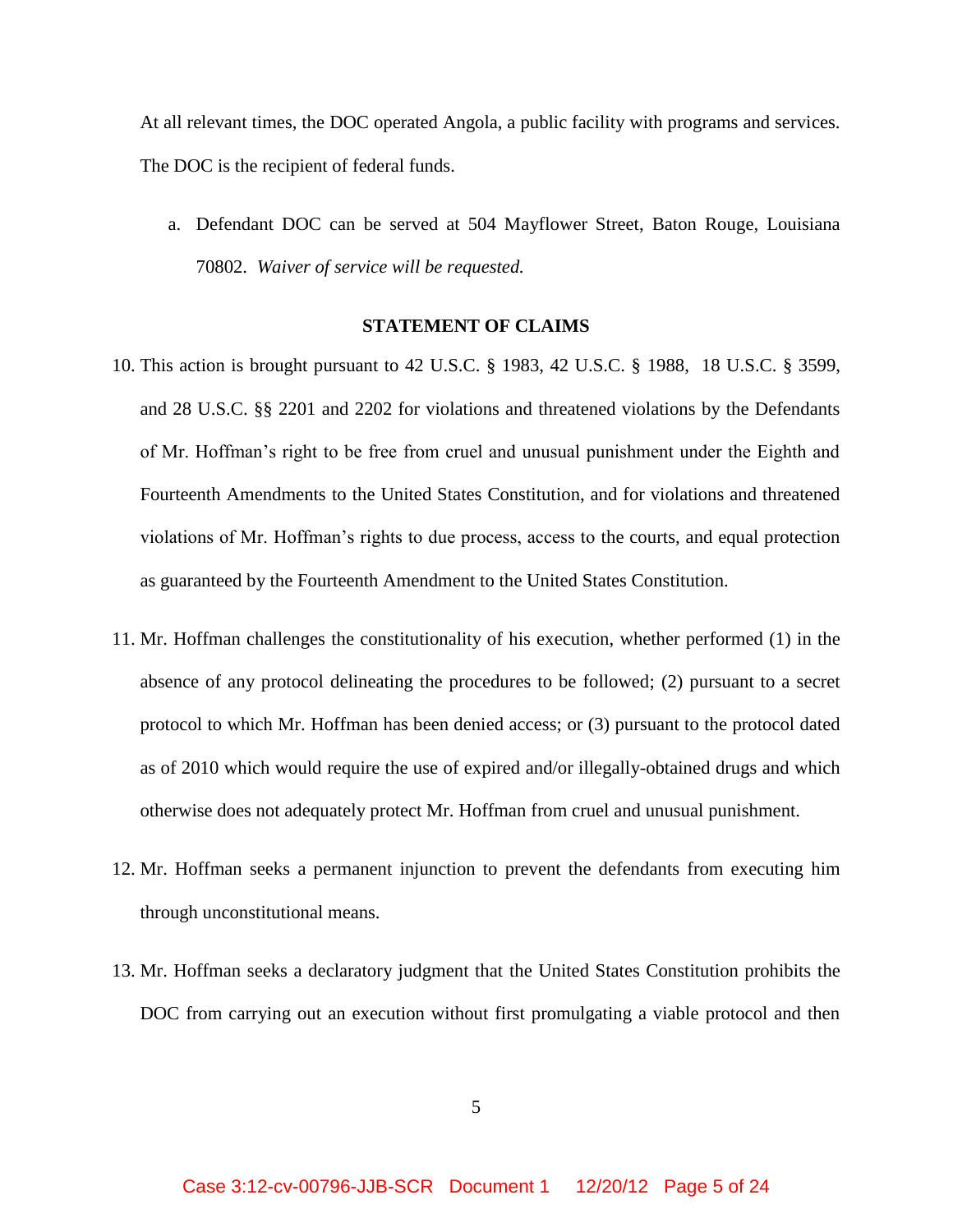At all relevant times, the DOC operated Angola, a public facility with programs and services. The DOC is the recipient of federal funds.

a. Defendant DOC can be served at 504 Mayflower Street, Baton Rouge, Louisiana 70802. *Waiver of service will be requested.*

**STATEMENT OF CLAIMS**

10. This action is brought pursuant to 42 U.S.C. § 1983, 42 U.S.C. § 1988, 18 U.S.C. § 3599, and 28 U.S.C. §§ 2201 and 2202 for violations and threatened violations by the Defendants of Mr. Hoffman's right to be free from cruel and unusual punishment under the Eighth and Fourteenth Amendments to the United States Constitution, and for violations and threatened violations of Mr. Hoffman's rights to due process, access to the courts, and equal protection as guaranteed by the Fourteenth Amendment to the United States Constitution.

11. Mr. Hoffman challenges the constitutionality of his execution, whether performed (1) in the absence of any protocol delineating the procedures to be followed; (2) pursuant to a secret protocol to which Mr. Hoffman has been denied access; or (3) pursuant to the protocol dated as of 2010 which would require the use of expired and/or illegally-obtained drugs and which otherwise does not adequately protect Mr. Hoffman from cruel and unusual punishment.

12. Mr. Hoffman seeks a permanent injunction to prevent the defendants from executing him through unconstitutional means.

13. Mr. Hoffman seeks a declaratory judgment that the United States Constitution prohibits the DOC from carrying out an execution without first promulgating a viable protocol and then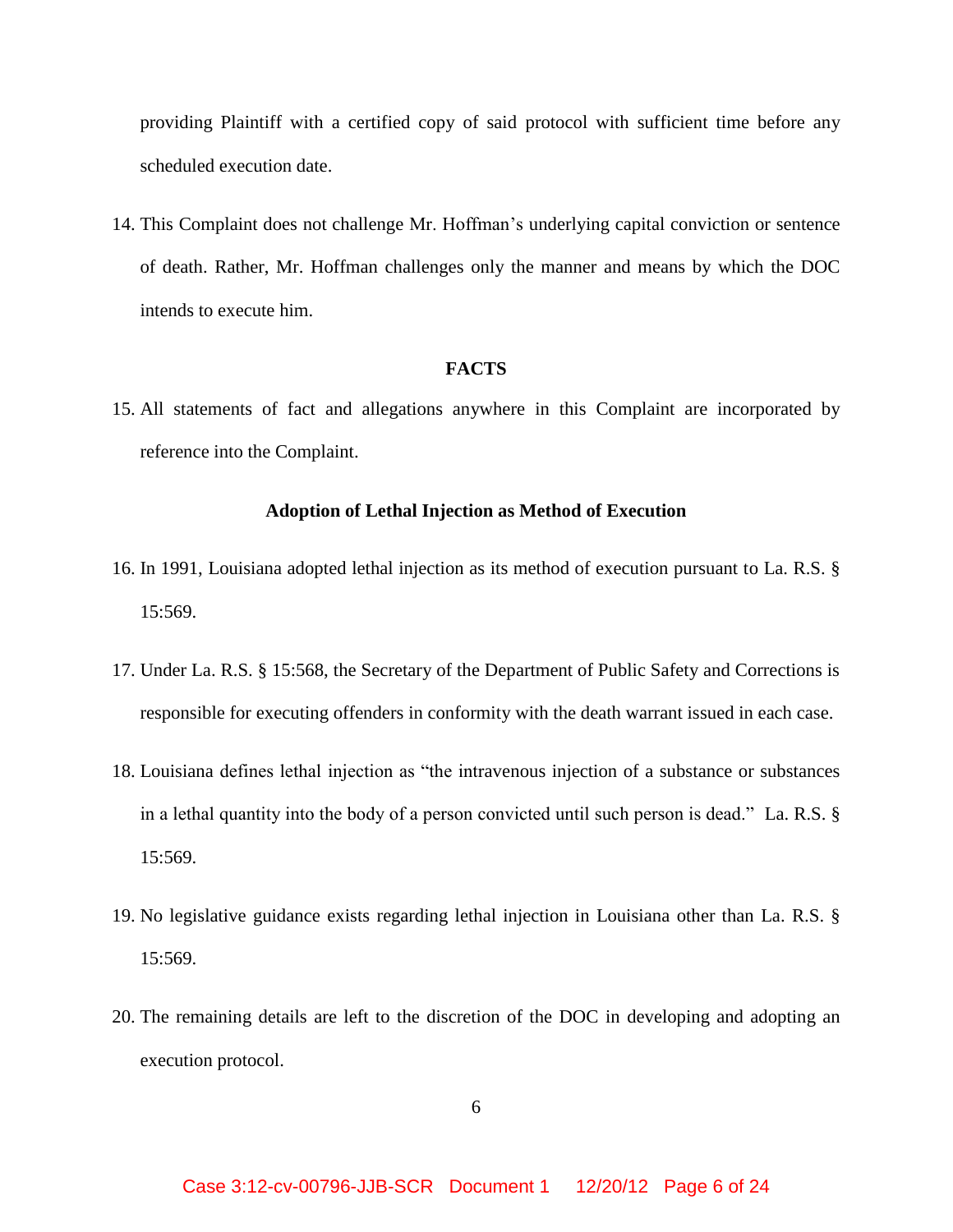providing Plaintiff with a certified copy of said protocol with sufficient time before any scheduled execution date.

14. This Complaint does not challenge Mr. Hoffman's underlying capital conviction or sentence of death. Rather, Mr. Hoffman challenges only the manner and means by which the DOC intends to execute him.

## FACTS

15. All statements of fact and allegations anywhere in this Complaint are incorporated by reference into the Complaint.

### Adoption of Lethal Injection as Method of Execution

16. In 1991, Louisiana adopted lethal injection as its method of execution pursuant to La. R.S. § 15:569.

17. Under La. R.S. § 15:568, the Secretary of the Department of Public Safety and Corrections is responsible for executing offenders in conformity with the death warrant issued in each case.

18. Louisiana defines lethal injection as "the intravenous injection of a substance or substances in a lethal quantity into the body of a person convicted until such person is dead." La. R.S. § 15:569.

19. No legislative guidance exists regarding lethal injection in Louisiana other than La. R.S. § 15:569.

20. The remaining details are left to the discretion of the DOC in developing and adopting an execution protocol.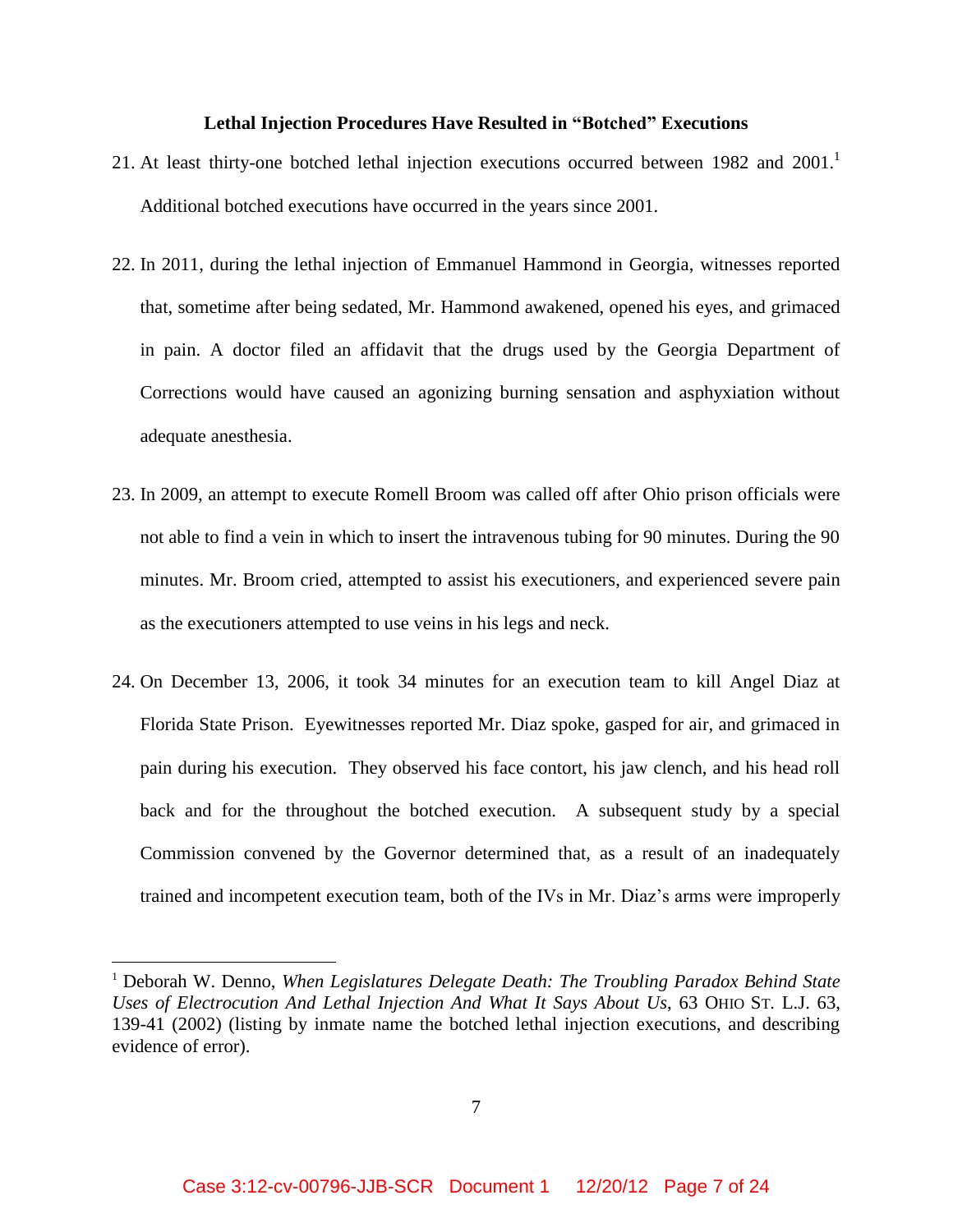**Lethal Injection Procedures Have Resulted in "Botched" Executions**

21. At least thirty-one botched lethal injection executions occurred between 1982 and 2001.[1] Additional botched executions have occurred in the years since 2001.

22. In 2011, during the lethal injection of Emmanuel Hammond in Georgia, witnesses reported that, sometime after being sedated, Mr. Hammond awakened, opened his eyes, and grimaced in pain. A doctor filed an affidavit that the drugs used by the Georgia Department of Corrections would have caused an agonizing burning sensation and asphyxiation without adequate anesthesia.

23. In 2009, an attempt to execute Romell Broom was called off after Ohio prison officials were not able to find a vein in which to insert the intravenous tubing for 90 minutes. During the 90 minutes. Mr. Broom cried, attempted to assist his executioners, and experienced severe pain as the executioners attempted to use veins in his legs and neck.

24. On December 13, 2006, it took 34 minutes for an execution team to kill Angel Diaz at Florida State Prison. Eyewitnesses reported Mr. Diaz spoke, gasped for air, and grimaced in pain during his execution. They observed his face contort, his jaw clench, and his head roll back and for the throughout the botched execution. A subsequent study by a special Commission convened by the Governor determined that, as a result of an inadequately trained and incompetent execution team, both of the IVs in Mr. Diaz's arms were improperly

---

[1] Deborah W. Denno, *When Legislatures Delegate Death: The Troubling Paradox Behind State Uses of Electrocution And Lethal Injection And What It Says About Us*, 63 OHIO ST. L.J. 63, 139-41 (2002) (listing by inmate name the botched lethal injection executions, and describing evidence of error).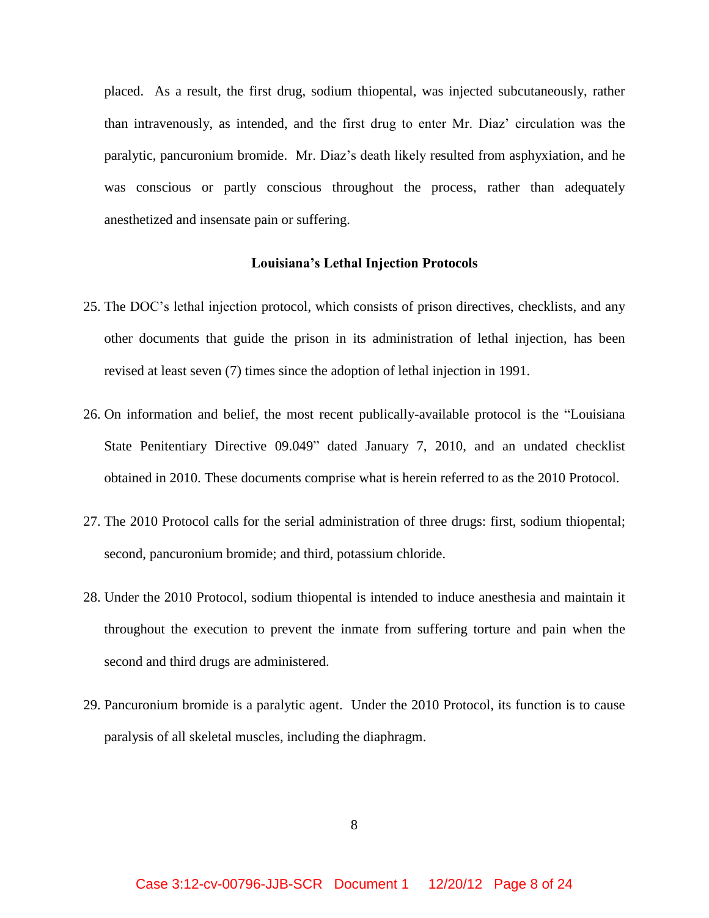placed. As a result, the first drug, sodium thiopental, was injected subcutaneously, rather than intravenously, as intended, and the first drug to enter Mr. Diaz' circulation was the paralytic, pancuronium bromide. Mr. Diaz's death likely resulted from asphyxiation, and he was conscious or partly conscious throughout the process, rather than adequately anesthetized and insensate pain or suffering.

**Louisiana's Lethal Injection Protocols**

25. The DOC's lethal injection protocol, which consists of prison directives, checklists, and any other documents that guide the prison in its administration of lethal injection, has been revised at least seven (7) times since the adoption of lethal injection in 1991.

26. On information and belief, the most recent publically-available protocol is the "Louisiana State Penitentiary Directive 09.049" dated January 7, 2010, and an undated checklist obtained in 2010. These documents comprise what is herein referred to as the 2010 Protocol.

27. The 2010 Protocol calls for the serial administration of three drugs: first, sodium thiopental; second, pancuronium bromide; and third, potassium chloride.

28. Under the 2010 Protocol, sodium thiopental is intended to induce anesthesia and maintain it throughout the execution to prevent the inmate from suffering torture and pain when the second and third drugs are administered.

29. Pancuronium bromide is a paralytic agent. Under the 2010 Protocol, its function is to cause paralysis of all skeletal muscles, including the diaphragm.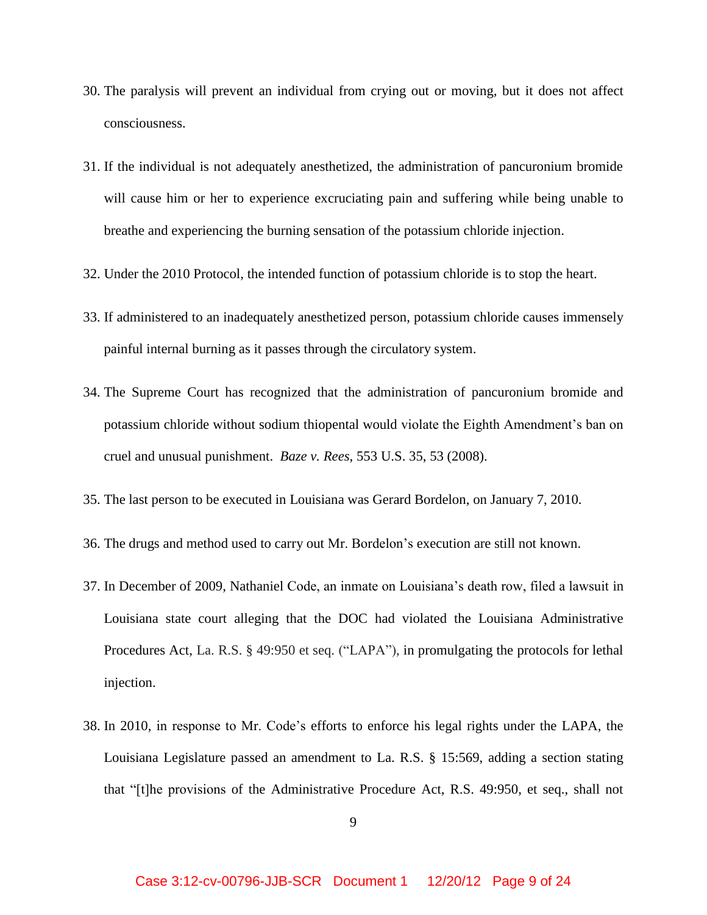30. The paralysis will prevent an individual from crying out or moving, but it does not affect consciousness.

31. If the individual is not adequately anesthetized, the administration of pancuronium bromide will cause him or her to experience excruciating pain and suffering while being unable to breathe and experiencing the burning sensation of the potassium chloride injection.

32. Under the 2010 Protocol, the intended function of potassium chloride is to stop the heart.

33. If administered to an inadequately anesthetized person, potassium chloride causes immensely painful internal burning as it passes through the circulatory system.

34. The Supreme Court has recognized that the administration of pancuronium bromide and potassium chloride without sodium thiopental would violate the Eighth Amendment's ban on cruel and unusual punishment. *Baze v. Rees*, 553 U.S. 35, 53 (2008).

35. The last person to be executed in Louisiana was Gerard Bordelon, on January 7, 2010.

36. The drugs and method used to carry out Mr. Bordelon's execution are still not known.

37. In December of 2009, Nathaniel Code, an inmate on Louisiana's death row, filed a lawsuit in Louisiana state court alleging that the DOC had violated the Louisiana Administrative Procedures Act, La. R.S. § 49:950 et seq. ("LAPA"), in promulgating the protocols for lethal injection.

38. In 2010, in response to Mr. Code's efforts to enforce his legal rights under the LAPA, the Louisiana Legislature passed an amendment to La. R.S. § 15:569, adding a section stating that "[t]he provisions of the Administrative Procedure Act, R.S. 49:950, et seq., shall not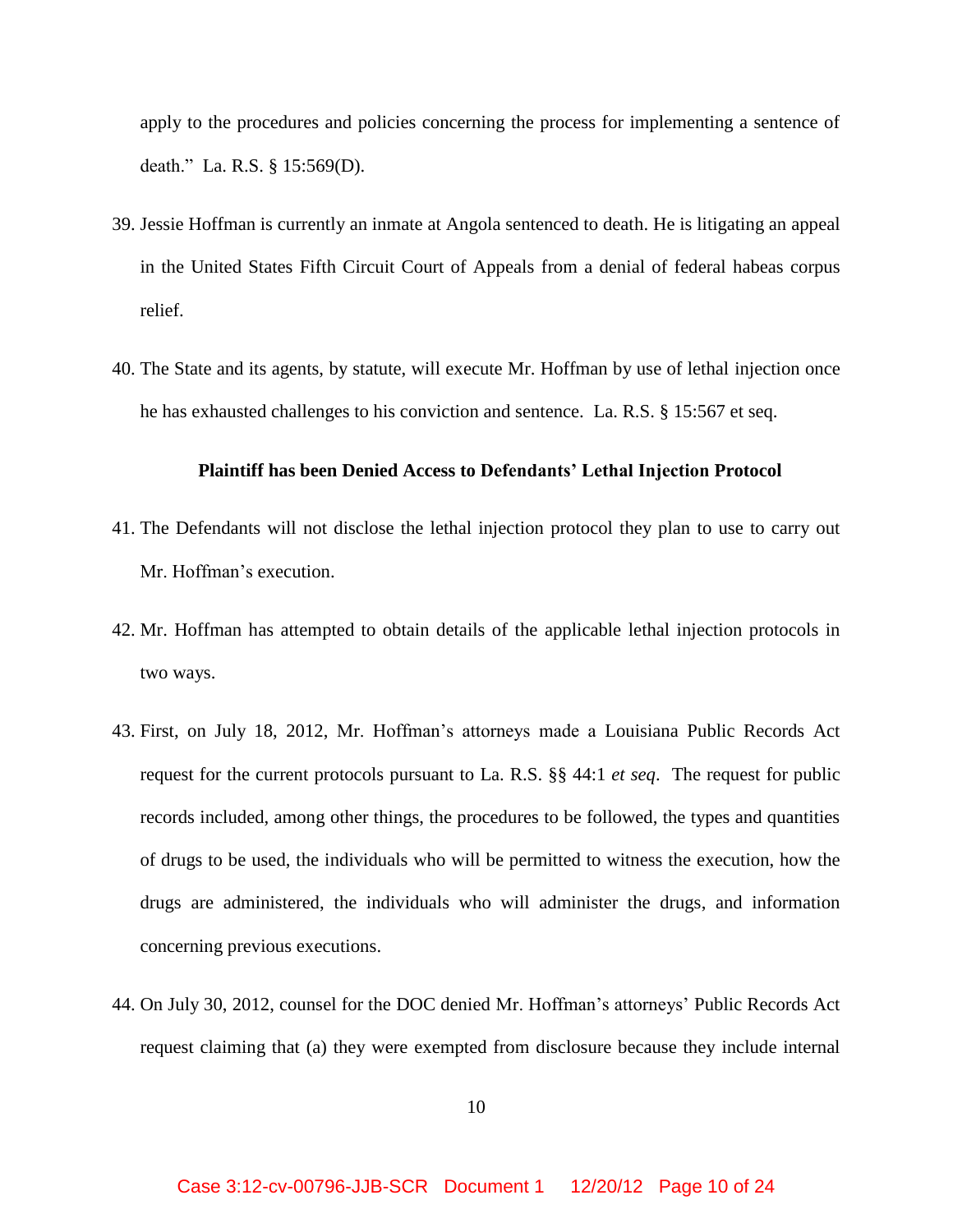apply to the procedures and policies concerning the process for implementing a sentence of death." La. R.S. § 15:569(D).

39. Jessie Hoffman is currently an inmate at Angola sentenced to death. He is litigating an appeal in the United States Fifth Circuit Court of Appeals from a denial of federal habeas corpus relief.

40. The State and its agents, by statute, will execute Mr. Hoffman by use of lethal injection once he has exhausted challenges to his conviction and sentence. La. R.S. § 15:567 et seq.

**Plaintiff has been Denied Access to Defendants' Lethal Injection Protocol**

41. The Defendants will not disclose the lethal injection protocol they plan to use to carry out Mr. Hoffman's execution.

42. Mr. Hoffman has attempted to obtain details of the applicable lethal injection protocols in two ways.

43. First, on July 18, 2012, Mr. Hoffman's attorneys made a Louisiana Public Records Act request for the current protocols pursuant to La. R.S. §§ 44:1 *et seq*. The request for public records included, among other things, the procedures to be followed, the types and quantities of drugs to be used, the individuals who will be permitted to witness the execution, how the drugs are administered, the individuals who will administer the drugs, and information concerning previous executions.

44. On July 30, 2012, counsel for the DOC denied Mr. Hoffman's attorneys' Public Records Act request claiming that (a) they were exempted from disclosure because they include internal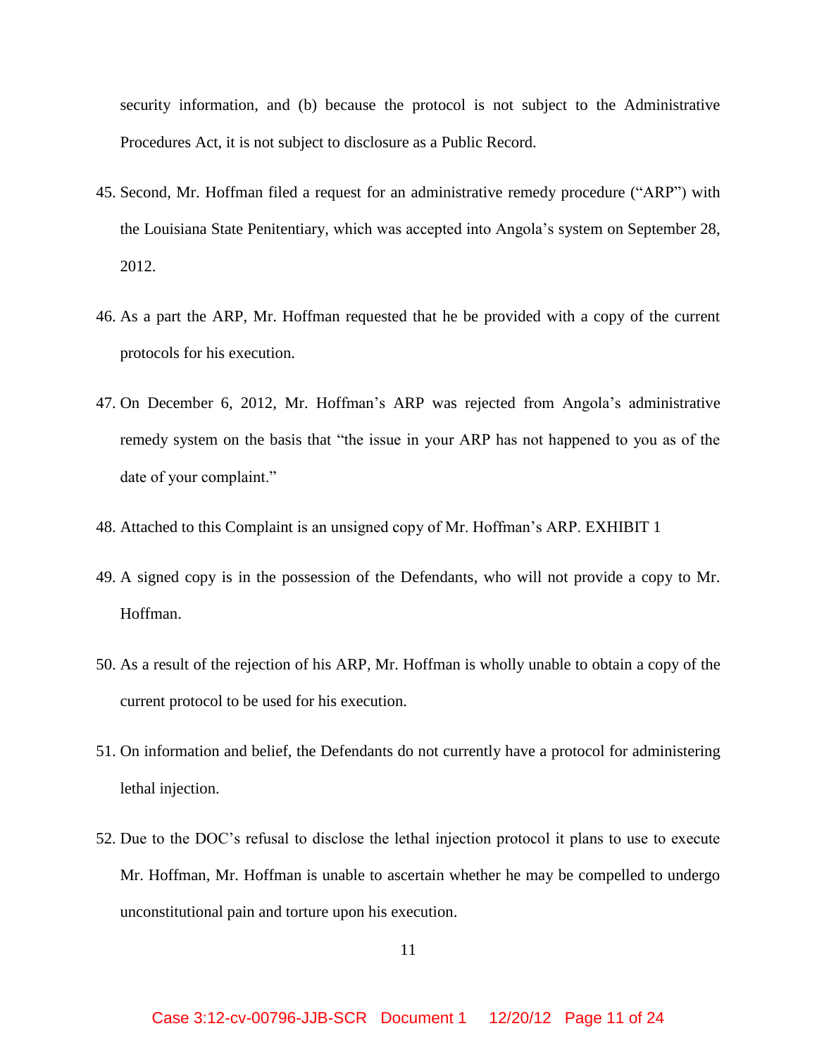security information, and (b) because the protocol is not subject to the Administrative Procedures Act, it is not subject to disclosure as a Public Record.

45. Second, Mr. Hoffman filed a request for an administrative remedy procedure ("ARP") with the Louisiana State Penitentiary, which was accepted into Angola's system on September 28, 2012.

46. As a part the ARP, Mr. Hoffman requested that he be provided with a copy of the current protocols for his execution.

47. On December 6, 2012, Mr. Hoffman's ARP was rejected from Angola's administrative remedy system on the basis that "the issue in your ARP has not happened to you as of the date of your complaint."

48. Attached to this Complaint is an unsigned copy of Mr. Hoffman's ARP. EXHIBIT 1

49. A signed copy is in the possession of the Defendants, who will not provide a copy to Mr. Hoffman.

50. As a result of the rejection of his ARP, Mr. Hoffman is wholly unable to obtain a copy of the current protocol to be used for his execution.

51. On information and belief, the Defendants do not currently have a protocol for administering lethal injection.

52. Due to the DOC's refusal to disclose the lethal injection protocol it plans to use to execute Mr. Hoffman, Mr. Hoffman is unable to ascertain whether he may be compelled to undergo unconstitutional pain and torture upon his execution.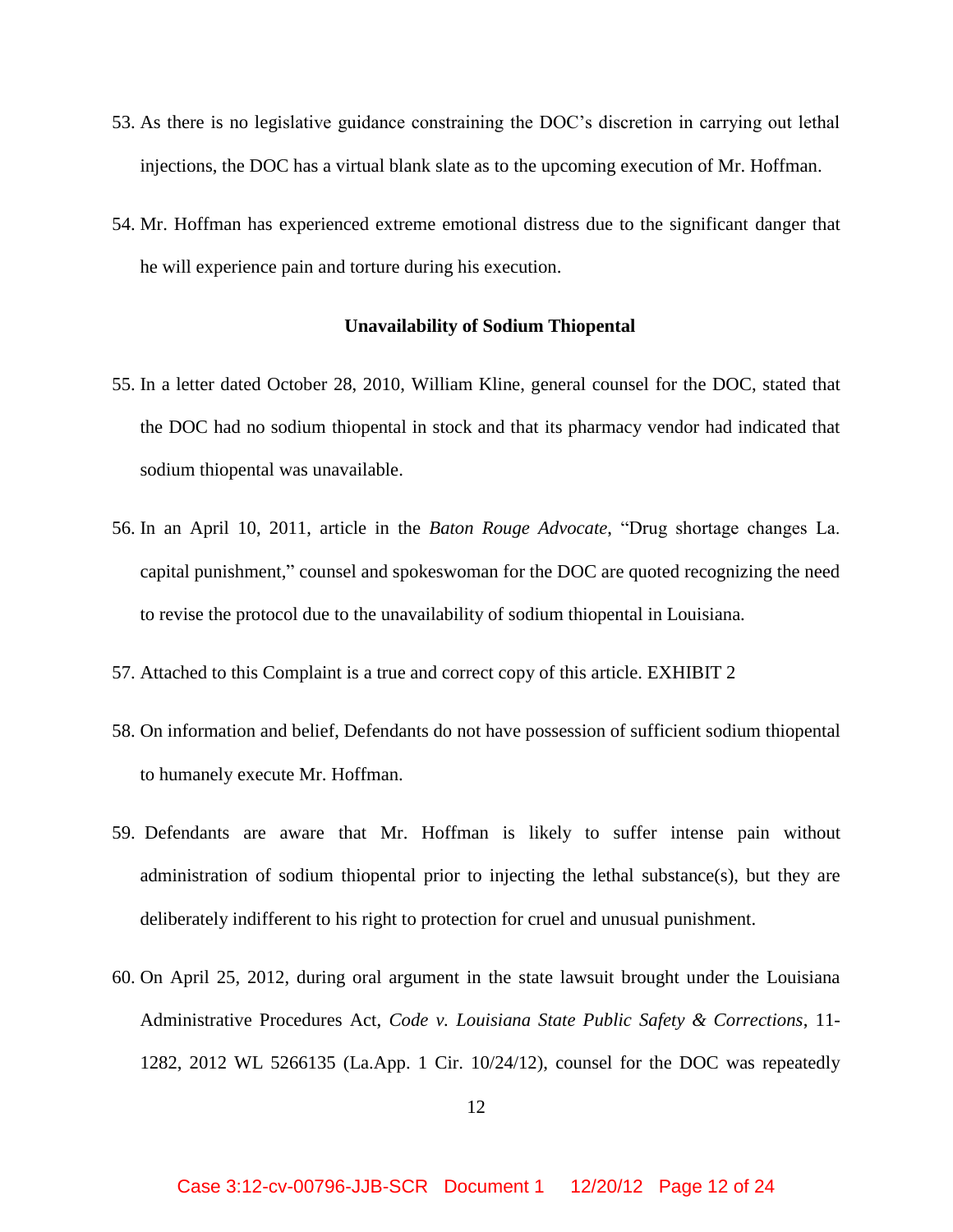53. As there is no legislative guidance constraining the DOC's discretion in carrying out lethal injections, the DOC has a virtual blank slate as to the upcoming execution of Mr. Hoffman.

54. Mr. Hoffman has experienced extreme emotional distress due to the significant danger that he will experience pain and torture during his execution.

**Unavailability of Sodium Thiopental**

55. In a letter dated October 28, 2010, William Kline, general counsel for the DOC, stated that the DOC had no sodium thiopental in stock and that its pharmacy vendor had indicated that sodium thiopental was unavailable.

56. In an April 10, 2011, article in the *Baton Rouge Advocate*, "Drug shortage changes La. capital punishment," counsel and spokeswoman for the DOC are quoted recognizing the need to revise the protocol due to the unavailability of sodium thiopental in Louisiana.

57. Attached to this Complaint is a true and correct copy of this article. EXHIBIT 2

58. On information and belief, Defendants do not have possession of sufficient sodium thiopental to humanely execute Mr. Hoffman.

59. Defendants are aware that Mr. Hoffman is likely to suffer intense pain without administration of sodium thiopental prior to injecting the lethal substance(s), but they are deliberately indifferent to his right to protection for cruel and unusual punishment.

60. On April 25, 2012, during oral argument in the state lawsuit brought under the Louisiana Administrative Procedures Act, *Code v. Louisiana State Public Safety & Corrections*, 11-1282, 2012 WL 5266135 (La.App. 1 Cir. 10/24/12), counsel for the DOC was repeatedly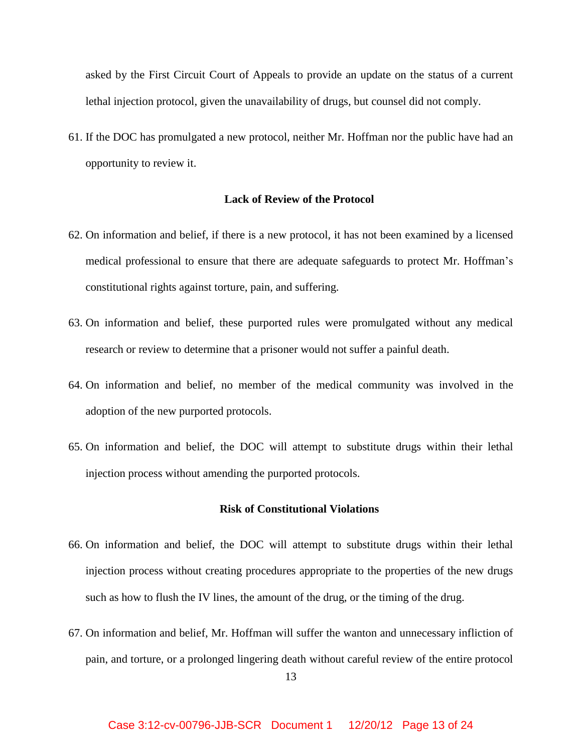asked by the First Circuit Court of Appeals to provide an update on the status of a current lethal injection protocol, given the unavailability of drugs, but counsel did not comply.

61. If the DOC has promulgated a new protocol, neither Mr. Hoffman nor the public have had an opportunity to review it.

**Lack of Review of the Protocol**

62. On information and belief, if there is a new protocol, it has not been examined by a licensed medical professional to ensure that there are adequate safeguards to protect Mr. Hoffman's constitutional rights against torture, pain, and suffering.

63. On information and belief, these purported rules were promulgated without any medical research or review to determine that a prisoner would not suffer a painful death.

64. On information and belief, no member of the medical community was involved in the adoption of the new purported protocols.

65. On information and belief, the DOC will attempt to substitute drugs within their lethal injection process without amending the purported protocols.

**Risk of Constitutional Violations**

66. On information and belief, the DOC will attempt to substitute drugs within their lethal injection process without creating procedures appropriate to the properties of the new drugs such as how to flush the IV lines, the amount of the drug, or the timing of the drug.

67. On information and belief, Mr. Hoffman will suffer the wanton and unnecessary infliction of pain, and torture, or a prolonged lingering death without careful review of the entire protocol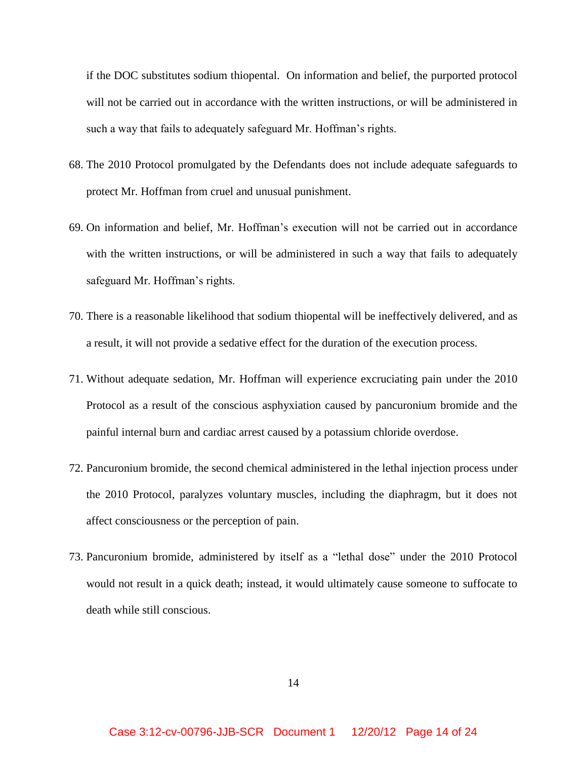if the DOC substitutes sodium thiopental. On information and belief, the purported protocol will not be carried out in accordance with the written instructions, or will be administered in such a way that fails to adequately safeguard Mr. Hoffman's rights.

68. The 2010 Protocol promulgated by the Defendants does not include adequate safeguards to protect Mr. Hoffman from cruel and unusual punishment.

69. On information and belief, Mr. Hoffman's execution will not be carried out in accordance with the written instructions, or will be administered in such a way that fails to adequately safeguard Mr. Hoffman's rights.

70. There is a reasonable likelihood that sodium thiopental will be ineffectively delivered, and as a result, it will not provide a sedative effect for the duration of the execution process.

71. Without adequate sedation, Mr. Hoffman will experience excruciating pain under the 2010 Protocol as a result of the conscious asphyxiation caused by pancuronium bromide and the painful internal burn and cardiac arrest caused by a potassium chloride overdose.

72. Pancuronium bromide, the second chemical administered in the lethal injection process under the 2010 Protocol, paralyzes voluntary muscles, including the diaphragm, but it does not affect consciousness or the perception of pain.

73. Pancuronium bromide, administered by itself as a "lethal dose" under the 2010 Protocol would not result in a quick death; instead, it would ultimately cause someone to suffocate to death while still conscious.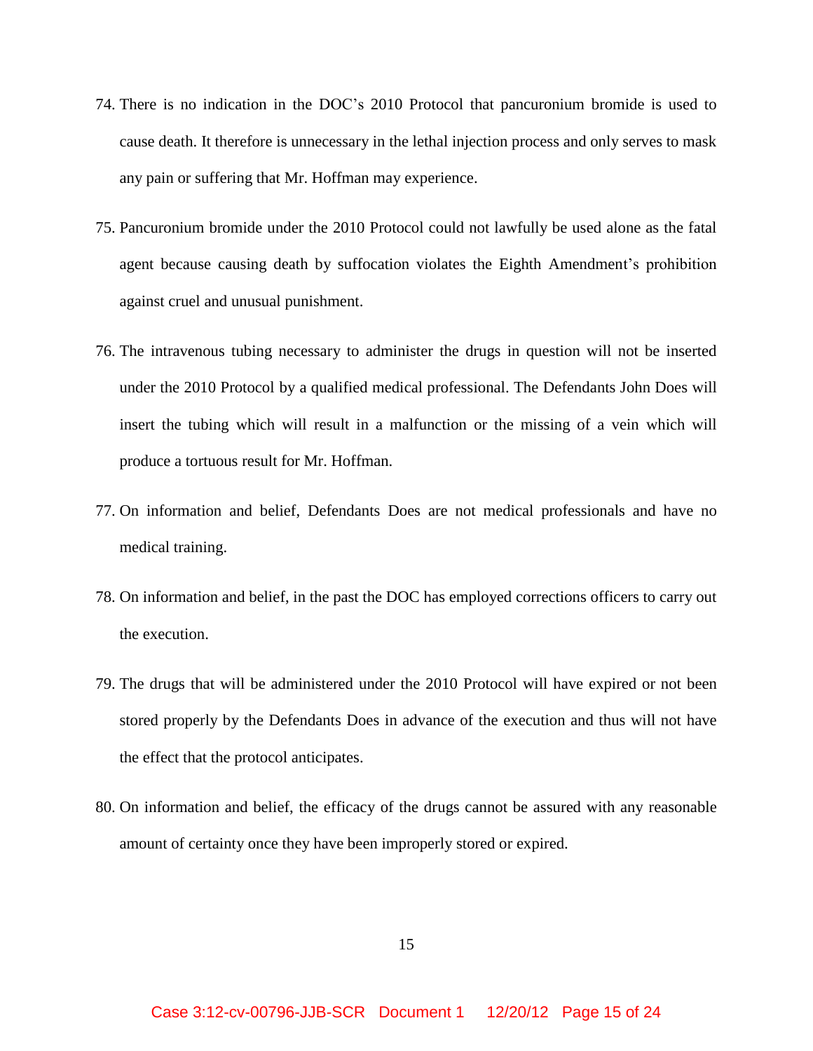74. There is no indication in the DOC's 2010 Protocol that pancuronium bromide is used to cause death. It therefore is unnecessary in the lethal injection process and only serves to mask any pain or suffering that Mr. Hoffman may experience.

75. Pancuronium bromide under the 2010 Protocol could not lawfully be used alone as the fatal agent because causing death by suffocation violates the Eighth Amendment's prohibition against cruel and unusual punishment.

76. The intravenous tubing necessary to administer the drugs in question will not be inserted under the 2010 Protocol by a qualified medical professional. The Defendants John Does will insert the tubing which will result in a malfunction or the missing of a vein which will produce a tortuous result for Mr. Hoffman.

77. On information and belief, Defendants Does are not medical professionals and have no medical training.

78. On information and belief, in the past the DOC has employed corrections officers to carry out the execution.

79. The drugs that will be administered under the 2010 Protocol will have expired or not been stored properly by the Defendants Does in advance of the execution and thus will not have the effect that the protocol anticipates.

80. On information and belief, the efficacy of the drugs cannot be assured with any reasonable amount of certainty once they have been improperly stored or expired.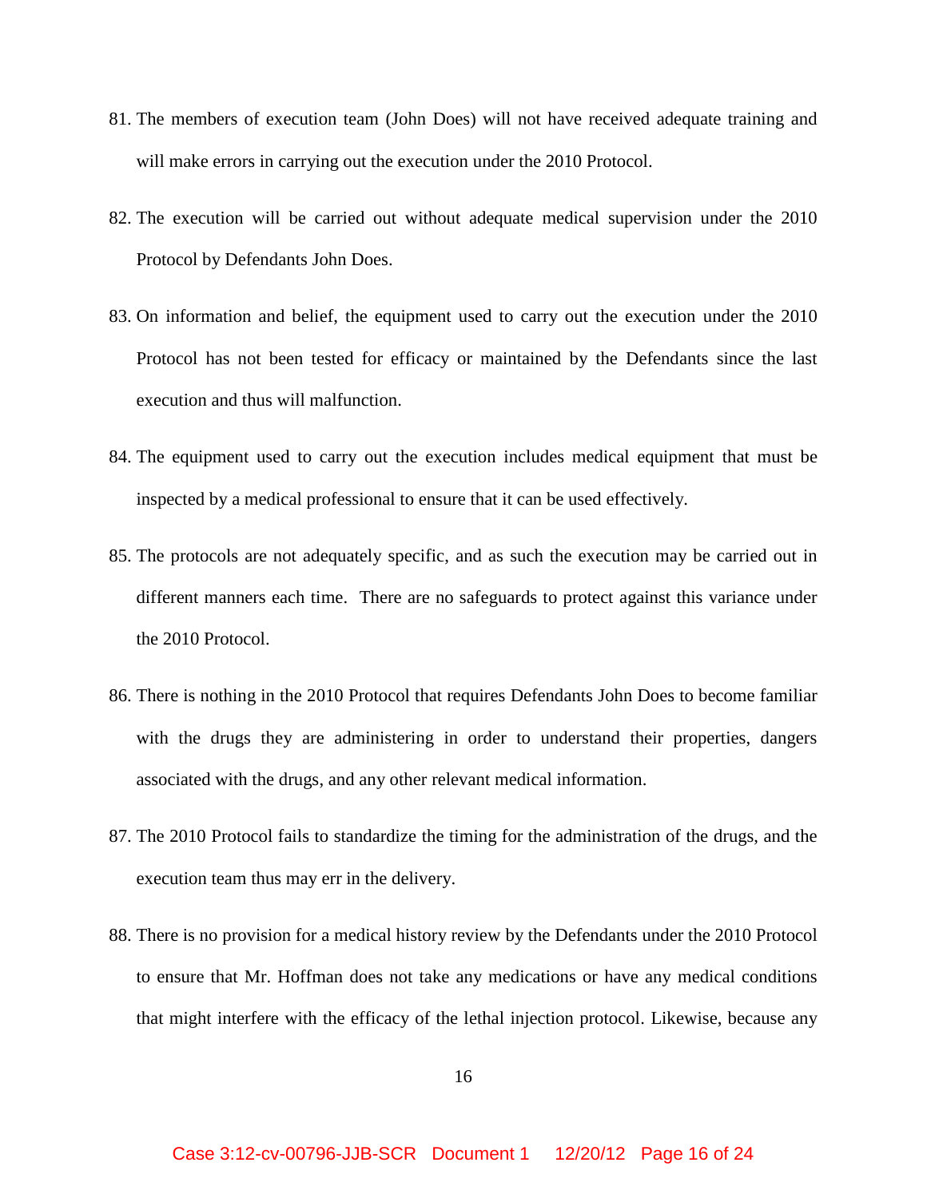81. The members of execution team (John Does) will not have received adequate training and will make errors in carrying out the execution under the 2010 Protocol.

82. The execution will be carried out without adequate medical supervision under the 2010 Protocol by Defendants John Does.

83. On information and belief, the equipment used to carry out the execution under the 2010 Protocol has not been tested for efficacy or maintained by the Defendants since the last execution and thus will malfunction.

84. The equipment used to carry out the execution includes medical equipment that must be inspected by a medical professional to ensure that it can be used effectively.

85. The protocols are not adequately specific, and as such the execution may be carried out in different manners each time. There are no safeguards to protect against this variance under the 2010 Protocol.

86. There is nothing in the 2010 Protocol that requires Defendants John Does to become familiar with the drugs they are administering in order to understand their properties, dangers associated with the drugs, and any other relevant medical information.

87. The 2010 Protocol fails to standardize the timing for the administration of the drugs, and the execution team thus may err in the delivery.

88. There is no provision for a medical history review by the Defendants under the 2010 Protocol to ensure that Mr. Hoffman does not take any medications or have any medical conditions that might interfere with the efficacy of the lethal injection protocol. Likewise, because any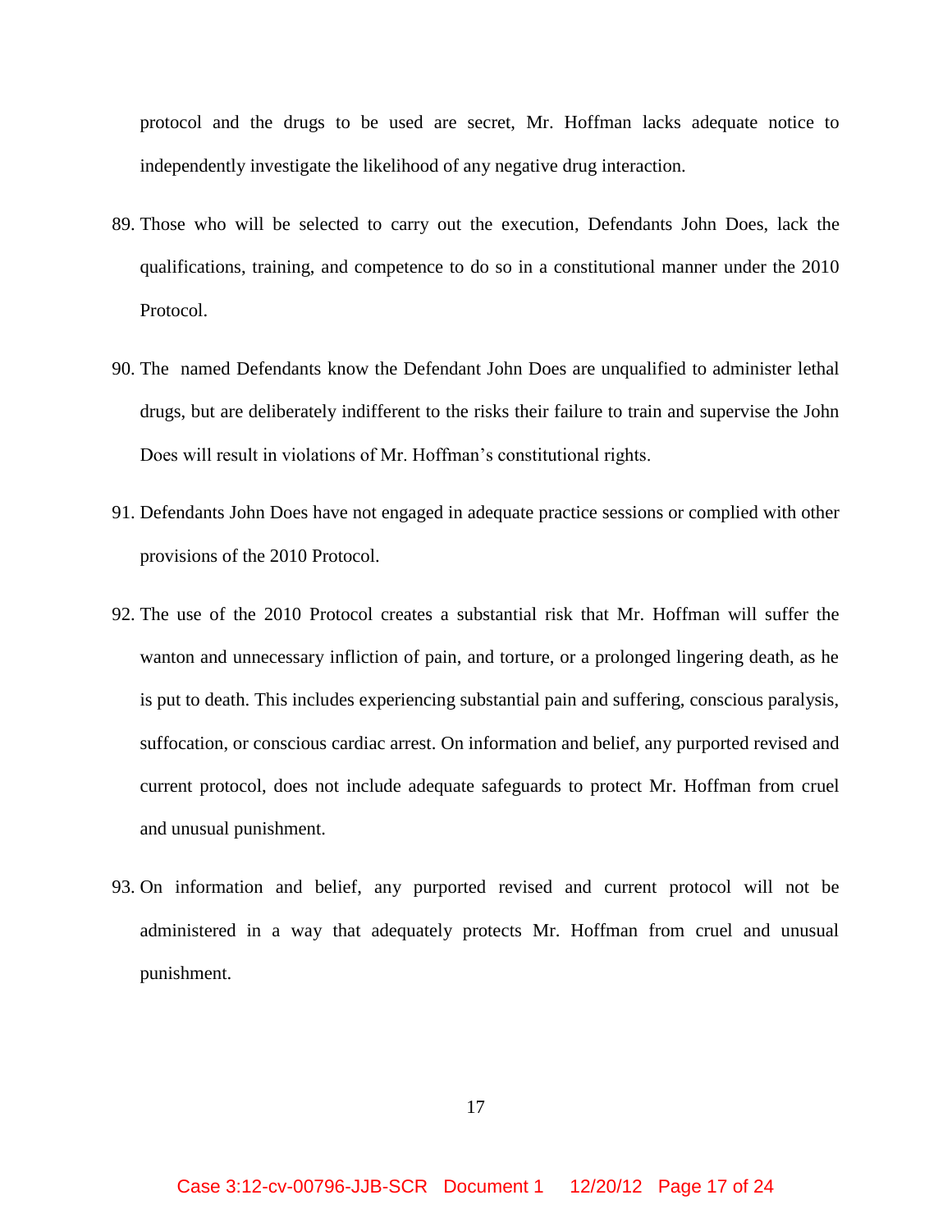protocol and the drugs to be used are secret, Mr. Hoffman lacks adequate notice to independently investigate the likelihood of any negative drug interaction.

89. Those who will be selected to carry out the execution, Defendants John Does, lack the qualifications, training, and competence to do so in a constitutional manner under the 2010 Protocol.

90. The named Defendants know the Defendant John Does are unqualified to administer lethal drugs, but are deliberately indifferent to the risks their failure to train and supervise the John Does will result in violations of Mr. Hoffman's constitutional rights.

91. Defendants John Does have not engaged in adequate practice sessions or complied with other provisions of the 2010 Protocol.

92. The use of the 2010 Protocol creates a substantial risk that Mr. Hoffman will suffer the wanton and unnecessary infliction of pain, and torture, or a prolonged lingering death, as he is put to death. This includes experiencing substantial pain and suffering, conscious paralysis, suffocation, or conscious cardiac arrest. On information and belief, any purported revised and current protocol, does not include adequate safeguards to protect Mr. Hoffman from cruel and unusual punishment.

93. On information and belief, any purported revised and current protocol will not be administered in a way that adequately protects Mr. Hoffman from cruel and unusual punishment.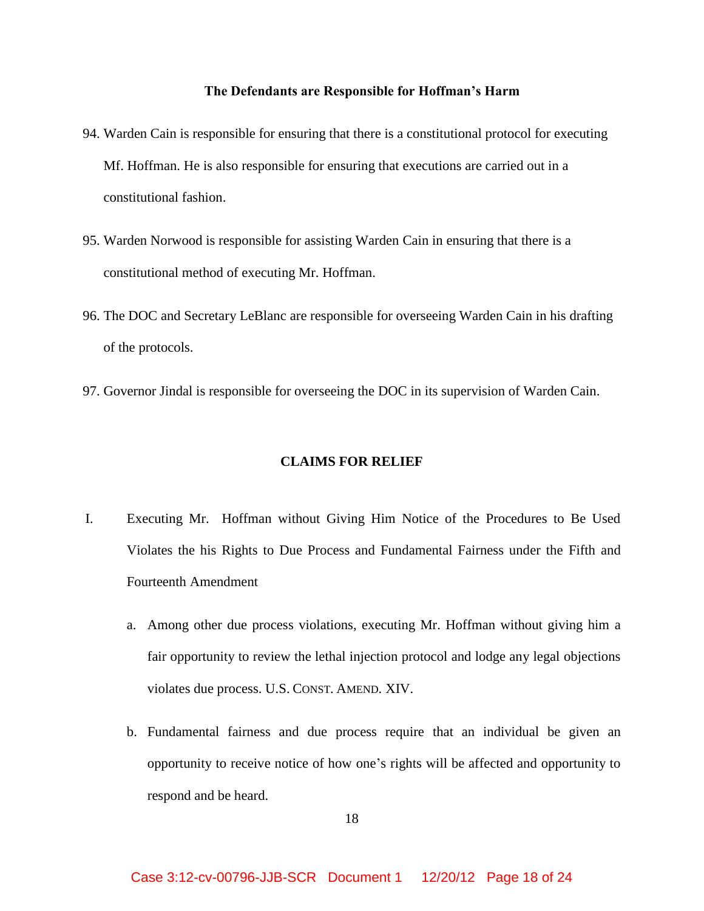### The Defendants are Responsible for Hoffman's Harm

94. Warden Cain is responsible for ensuring that there is a constitutional protocol for executing Mf. Hoffman. He is also responsible for ensuring that executions are carried out in a constitutional fashion.

95. Warden Norwood is responsible for assisting Warden Cain in ensuring that there is a constitutional method of executing Mr. Hoffman.

96. The DOC and Secretary LeBlanc are responsible for overseeing Warden Cain in his drafting of the protocols.

97. Governor Jindal is responsible for overseeing the DOC in its supervision of Warden Cain.

## CLAIMS FOR RELIEF

I. Executing Mr. Hoffman without Giving Him Notice of the Procedures to Be Used Violates the his Rights to Due Process and Fundamental Fairness under the Fifth and Fourteenth Amendment

   a. Among other due process violations, executing Mr. Hoffman without giving him a fair opportunity to review the lethal injection protocol and lodge any legal objections violates due process. U.S. CONST. AMEND. XIV.

   b. Fundamental fairness and due process require that an individual be given an opportunity to receive notice of how one's rights will be affected and opportunity to respond and be heard.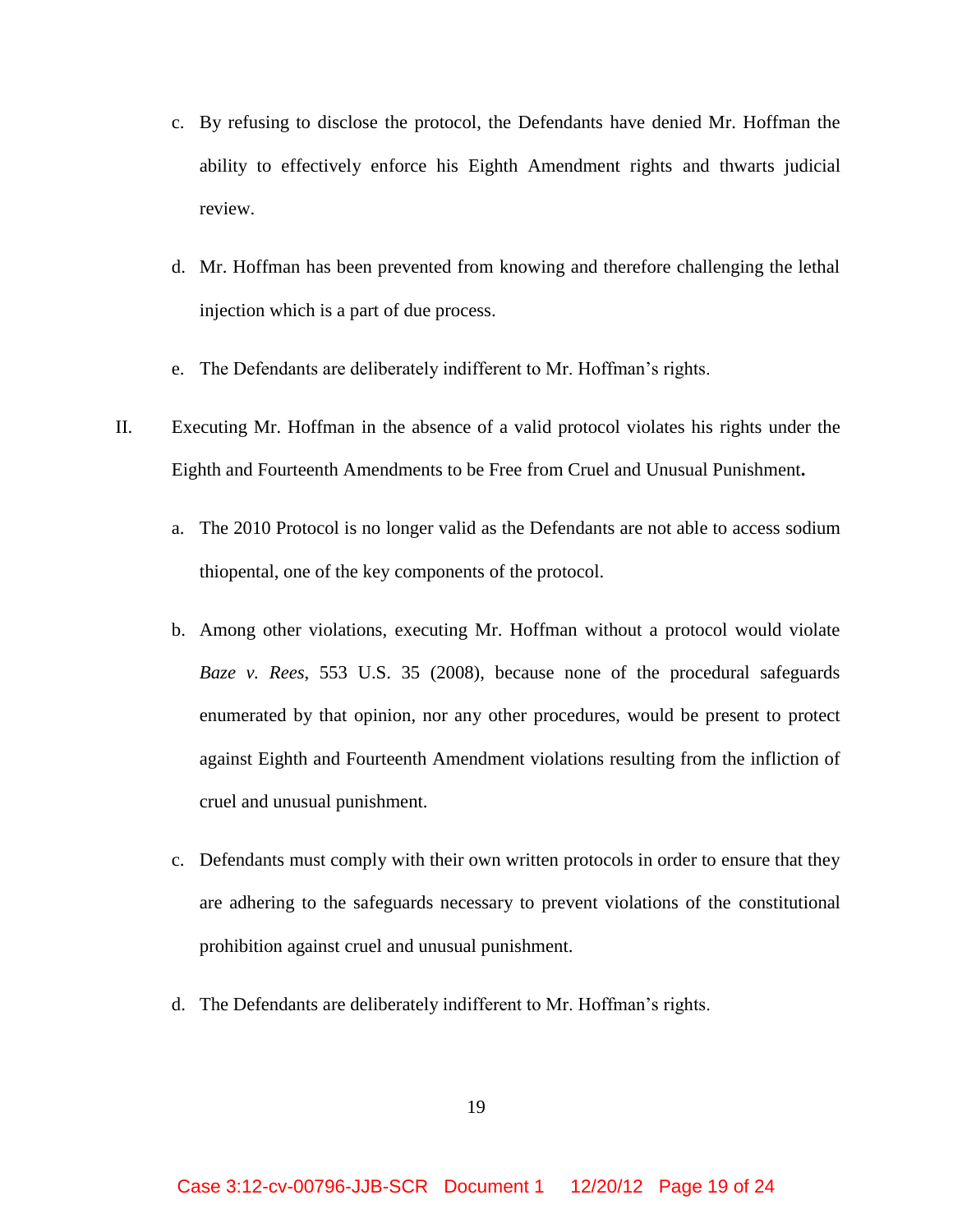c. By refusing to disclose the protocol, the Defendants have denied Mr. Hoffman the ability to effectively enforce his Eighth Amendment rights and thwarts judicial review.

d. Mr. Hoffman has been prevented from knowing and therefore challenging the lethal injection which is a part of due process.

e. The Defendants are deliberately indifferent to Mr. Hoffman's rights.

II. Executing Mr. Hoffman in the absence of a valid protocol violates his rights under the Eighth and Fourteenth Amendments to be Free from Cruel and Unusual Punishment**.**

a. The 2010 Protocol is no longer valid as the Defendants are not able to access sodium thiopental, one of the key components of the protocol.

b. Among other violations, executing Mr. Hoffman without a protocol would violate *Baze v. Rees*, 553 U.S. 35 (2008), because none of the procedural safeguards enumerated by that opinion, nor any other procedures, would be present to protect against Eighth and Fourteenth Amendment violations resulting from the infliction of cruel and unusual punishment.

c. Defendants must comply with their own written protocols in order to ensure that they are adhering to the safeguards necessary to prevent violations of the constitutional prohibition against cruel and unusual punishment.

d. The Defendants are deliberately indifferent to Mr. Hoffman's rights.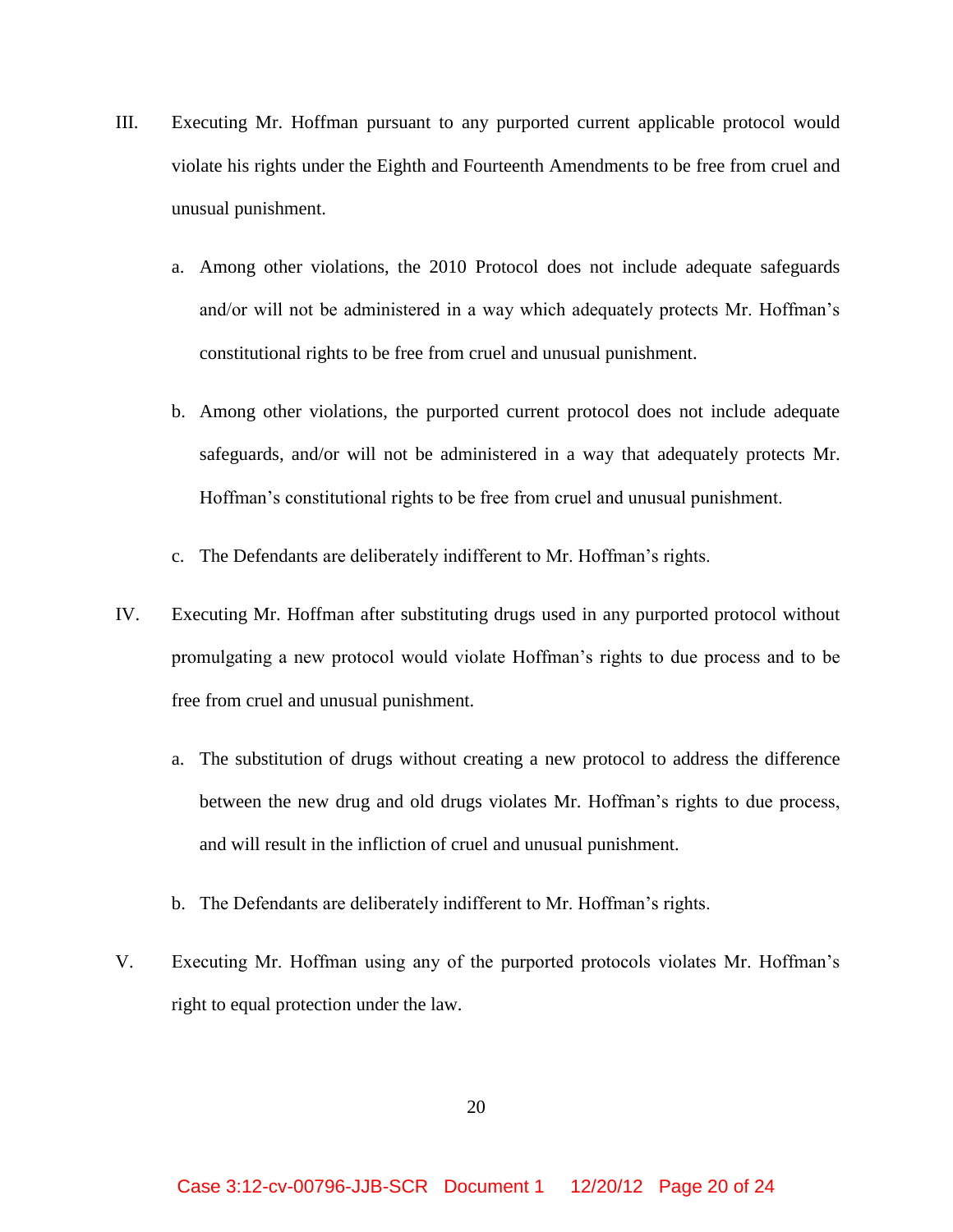III. Executing Mr. Hoffman pursuant to any purported current applicable protocol would violate his rights under the Eighth and Fourteenth Amendments to be free from cruel and unusual punishment.

   a. Among other violations, the 2010 Protocol does not include adequate safeguards and/or will not be administered in a way which adequately protects Mr. Hoffman's constitutional rights to be free from cruel and unusual punishment.

   b. Among other violations, the purported current protocol does not include adequate safeguards, and/or will not be administered in a way that adequately protects Mr. Hoffman's constitutional rights to be free from cruel and unusual punishment.

   c. The Defendants are deliberately indifferent to Mr. Hoffman's rights.

IV. Executing Mr. Hoffman after substituting drugs used in any purported protocol without promulgating a new protocol would violate Hoffman's rights to due process and to be free from cruel and unusual punishment.

   a. The substitution of drugs without creating a new protocol to address the difference between the new drug and old drugs violates Mr. Hoffman's rights to due process, and will result in the infliction of cruel and unusual punishment.

   b. The Defendants are deliberately indifferent to Mr. Hoffman's rights.

V. Executing Mr. Hoffman using any of the purported protocols violates Mr. Hoffman's right to equal protection under the law.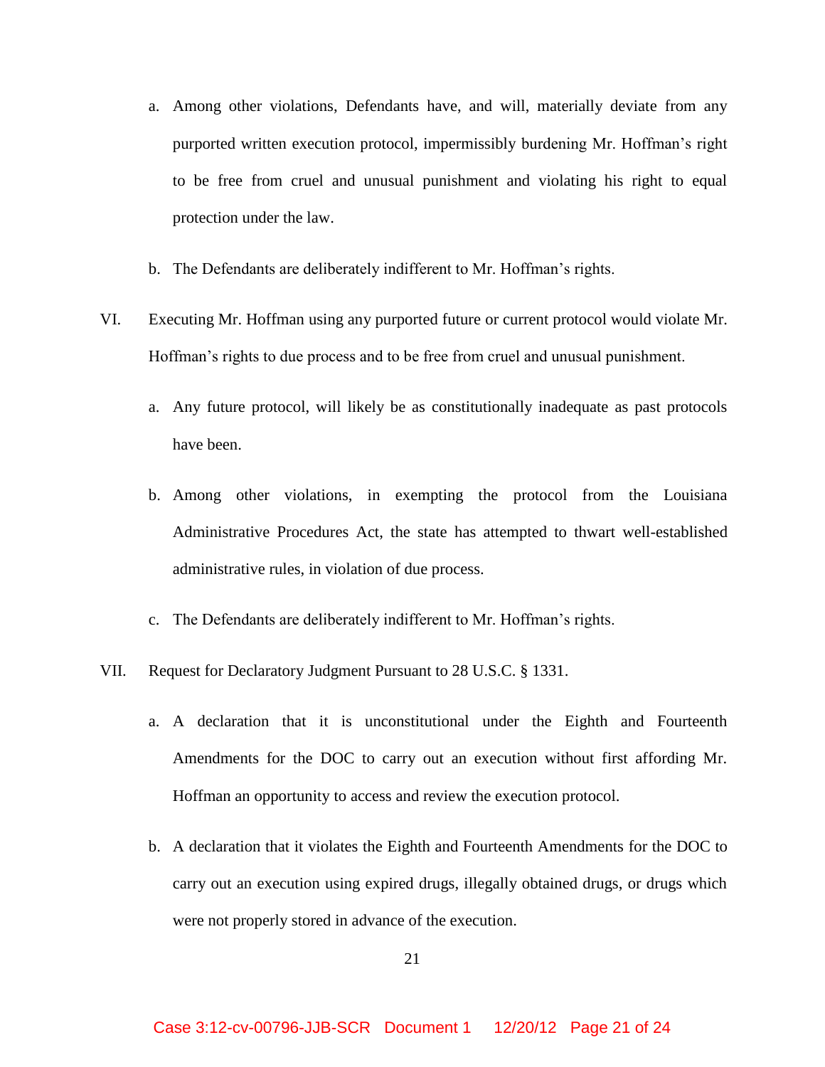a. Among other violations, Defendants have, and will, materially deviate from any purported written execution protocol, impermissibly burdening Mr. Hoffman's right to be free from cruel and unusual punishment and violating his right to equal protection under the law.

b. The Defendants are deliberately indifferent to Mr. Hoffman's rights.

VI. Executing Mr. Hoffman using any purported future or current protocol would violate Mr. Hoffman's rights to due process and to be free from cruel and unusual punishment.

a. Any future protocol, will likely be as constitutionally inadequate as past protocols have been.

b. Among other violations, in exempting the protocol from the Louisiana Administrative Procedures Act, the state has attempted to thwart well-established administrative rules, in violation of due process.

c. The Defendants are deliberately indifferent to Mr. Hoffman's rights.

VII. Request for Declaratory Judgment Pursuant to 28 U.S.C. § 1331.

a. A declaration that it is unconstitutional under the Eighth and Fourteenth Amendments for the DOC to carry out an execution without first affording Mr. Hoffman an opportunity to access and review the execution protocol.

b. A declaration that it violates the Eighth and Fourteenth Amendments for the DOC to carry out an execution using expired drugs, illegally obtained drugs, or drugs which were not properly stored in advance of the execution.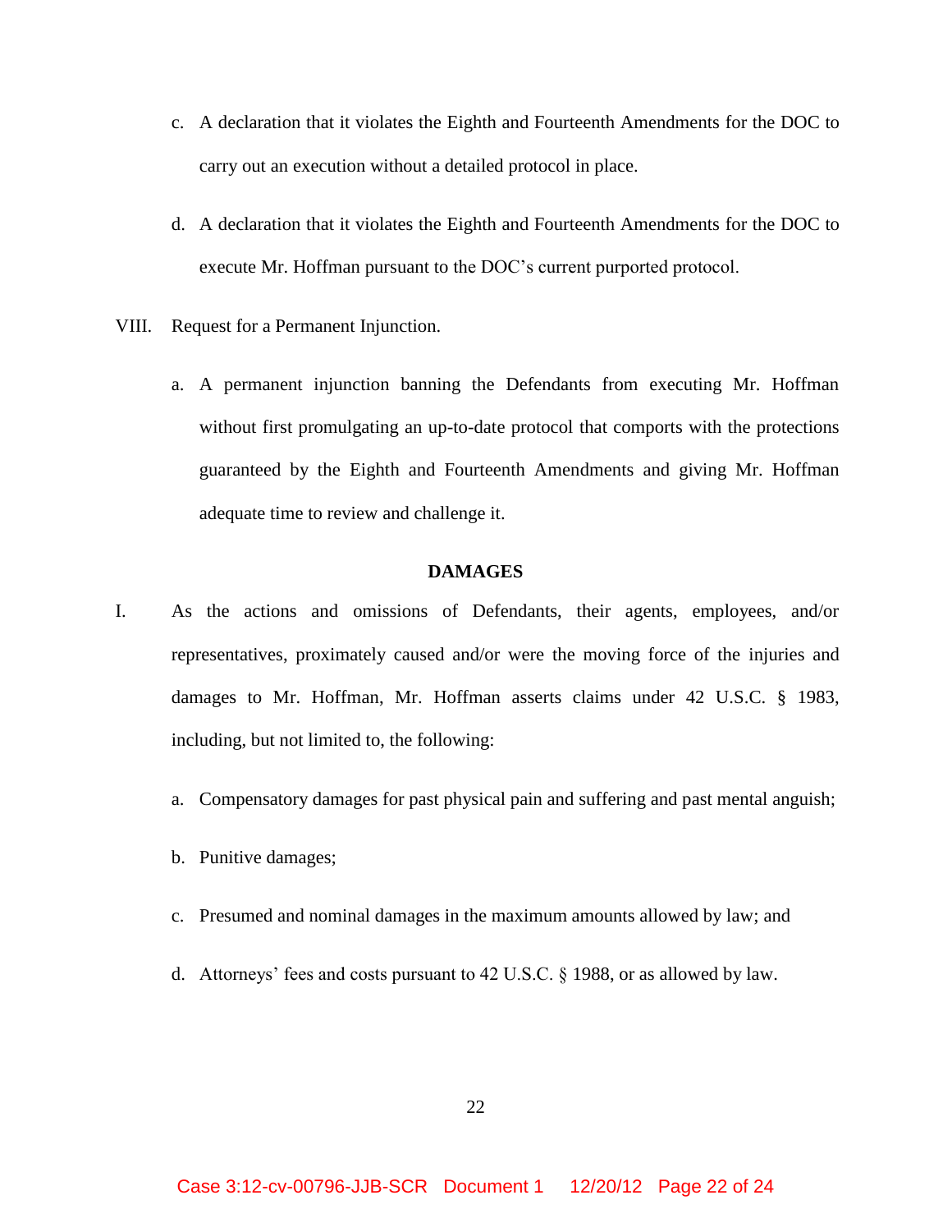c. A declaration that it violates the Eighth and Fourteenth Amendments for the DOC to carry out an execution without a detailed protocol in place.

d. A declaration that it violates the Eighth and Fourteenth Amendments for the DOC to execute Mr. Hoffman pursuant to the DOC's current purported protocol.

VIII. Request for a Permanent Injunction.

a. A permanent injunction banning the Defendants from executing Mr. Hoffman without first promulgating an up-to-date protocol that comports with the protections guaranteed by the Eighth and Fourteenth Amendments and giving Mr. Hoffman adequate time to review and challenge it.

**DAMAGES**

I. As the actions and omissions of Defendants, their agents, employees, and/or representatives, proximately caused and/or were the moving force of the injuries and damages to Mr. Hoffman, Mr. Hoffman asserts claims under 42 U.S.C. § 1983, including, but not limited to, the following:

a. Compensatory damages for past physical pain and suffering and past mental anguish;

b. Punitive damages;

c. Presumed and nominal damages in the maximum amounts allowed by law; and

d. Attorneys' fees and costs pursuant to 42 U.S.C. § 1988, or as allowed by law.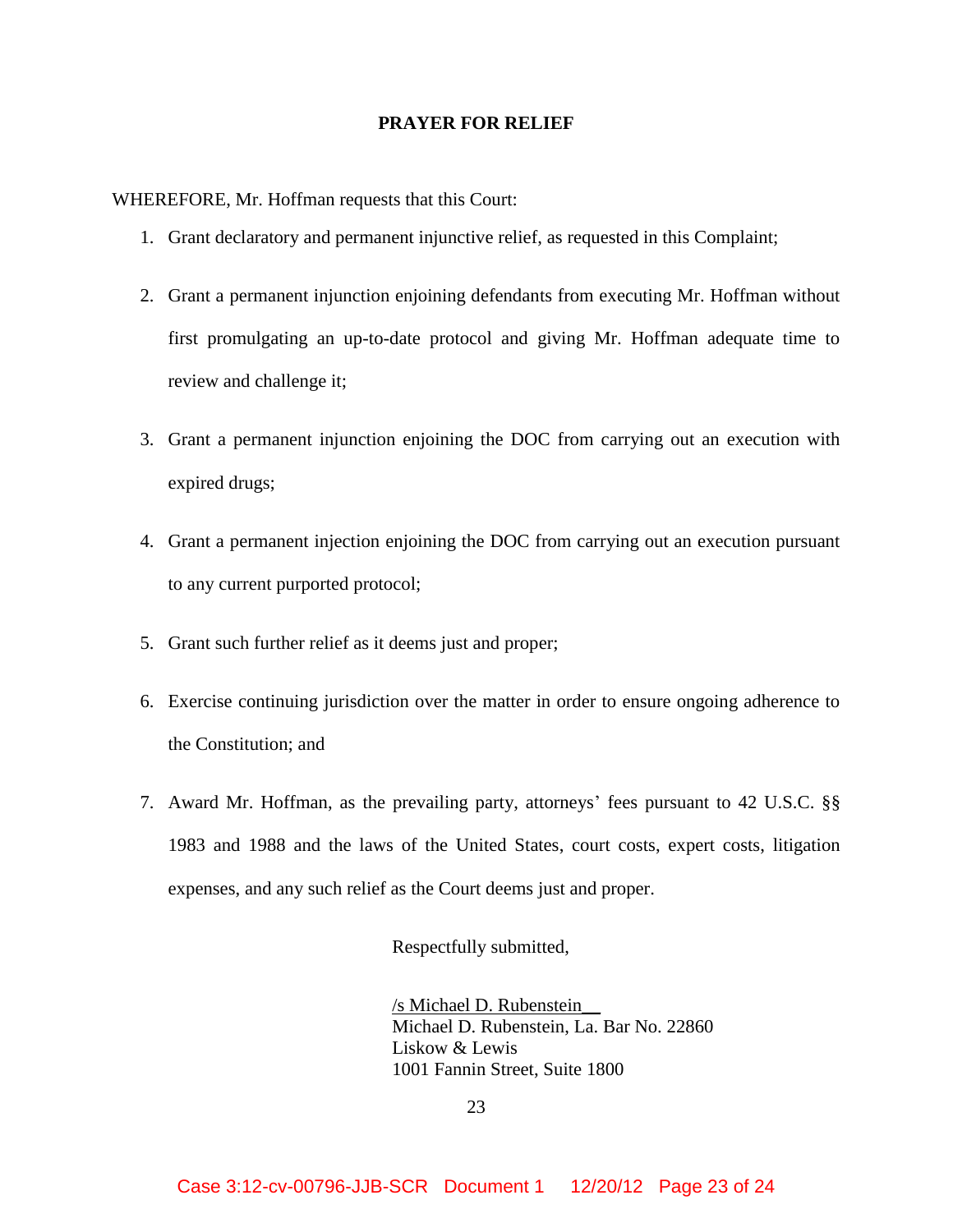## PRAYER FOR RELIEF

WHEREFORE, Mr. Hoffman requests that this Court:

1. Grant declaratory and permanent injunctive relief, as requested in this Complaint;
2. Grant a permanent injunction enjoining defendants from executing Mr. Hoffman without first promulgating an up-to-date protocol and giving Mr. Hoffman adequate time to review and challenge it;
3. Grant a permanent injunction enjoining the DOC from carrying out an execution with expired drugs;
4. Grant a permanent injection enjoining the DOC from carrying out an execution pursuant to any current purported protocol;
5. Grant such further relief as it deems just and proper;
6. Exercise continuing jurisdiction over the matter in order to ensure ongoing adherence to the Constitution; and
7. Award Mr. Hoffman, as the prevailing party, attorneys' fees pursuant to 42 U.S.C. §§ 1983 and 1988 and the laws of the United States, court costs, expert costs, litigation expenses, and any such relief as the Court deems just and proper.

Respectfully submitted,

/s Michael D. Rubenstein  
Michael D. Rubenstein, La. Bar No. 22860  
Liskow & Lewis  
1001 Fannin Street, Suite 1800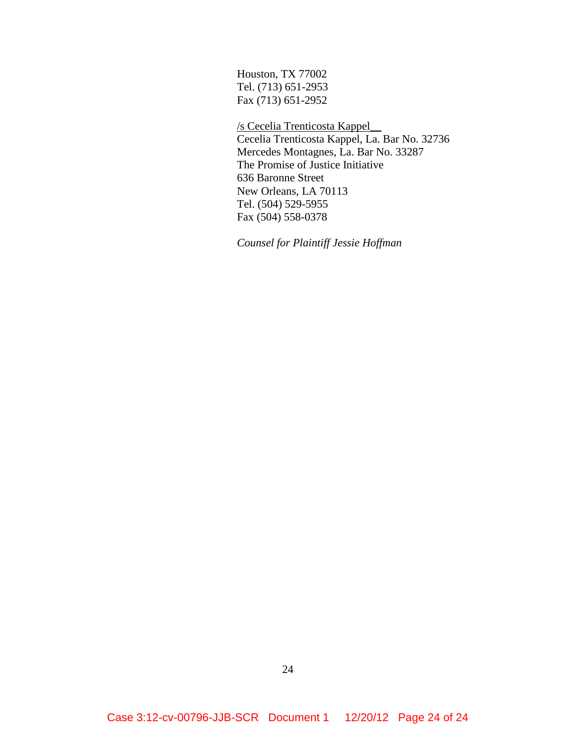Houston, TX 77002
Tel. (713) 651-2953
Fax (713) 651-2952

/s Cecelia Trenticosta Kappel__
Cecelia Trenticosta Kappel, La. Bar No. 32736
Mercedes Montagnes, La. Bar No. 33287
The Promise of Justice Initiative
636 Baronne Street
New Orleans, LA 70113
Tel. (504) 529-5955
Fax (504) 558-0378

*Counsel for Plaintiff Jessie Hoffman*